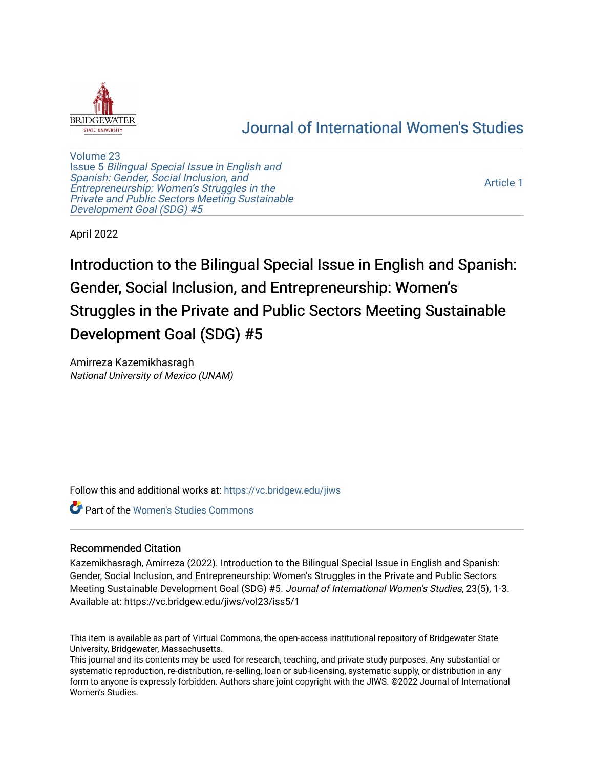# Journal of International Women's Studies

Volume 23
Issue 5 *Bilingual Special Issue in English and Spanish: Gender, Social Inclusion, and Entrepreneurship: Women's Struggles in the Private and Public Sectors Meeting Sustainable Development Goal (SDG) #5*

Article 1

April 2022

# Introduction to the Bilingual Special Issue in English and Spanish: Gender, Social Inclusion, and Entrepreneurship: Women's Struggles in the Private and Public Sectors Meeting Sustainable Development Goal (SDG) #5

Amirreza Kazemikhasragh
*National University of Mexico (UNAM)*

Follow this and additional works at: https://vc.bridgew.edu/jiws

Part of the Women's Studies Commons

## Recommended Citation

Kazemikhasragh, Amirreza (2022). Introduction to the Bilingual Special Issue in English and Spanish: Gender, Social Inclusion, and Entrepreneurship: Women's Struggles in the Private and Public Sectors Meeting Sustainable Development Goal (SDG) #5. *Journal of International Women's Studies*, 23(5), 1-3.
Available at: https://vc.bridgew.edu/jiws/vol23/iss5/1

This item is available as part of Virtual Commons, the open-access institutional repository of Bridgewater State University, Bridgewater, Massachusetts.
This journal and its contents may be used for research, teaching, and private study purposes. Any substantial or systematic reproduction, re-distribution, re-selling, loan or sub-licensing, systematic supply, or distribution in any form to anyone is expressly forbidden. Authors share joint copyright with the JIWS. ©2022 Journal of International Women's Studies.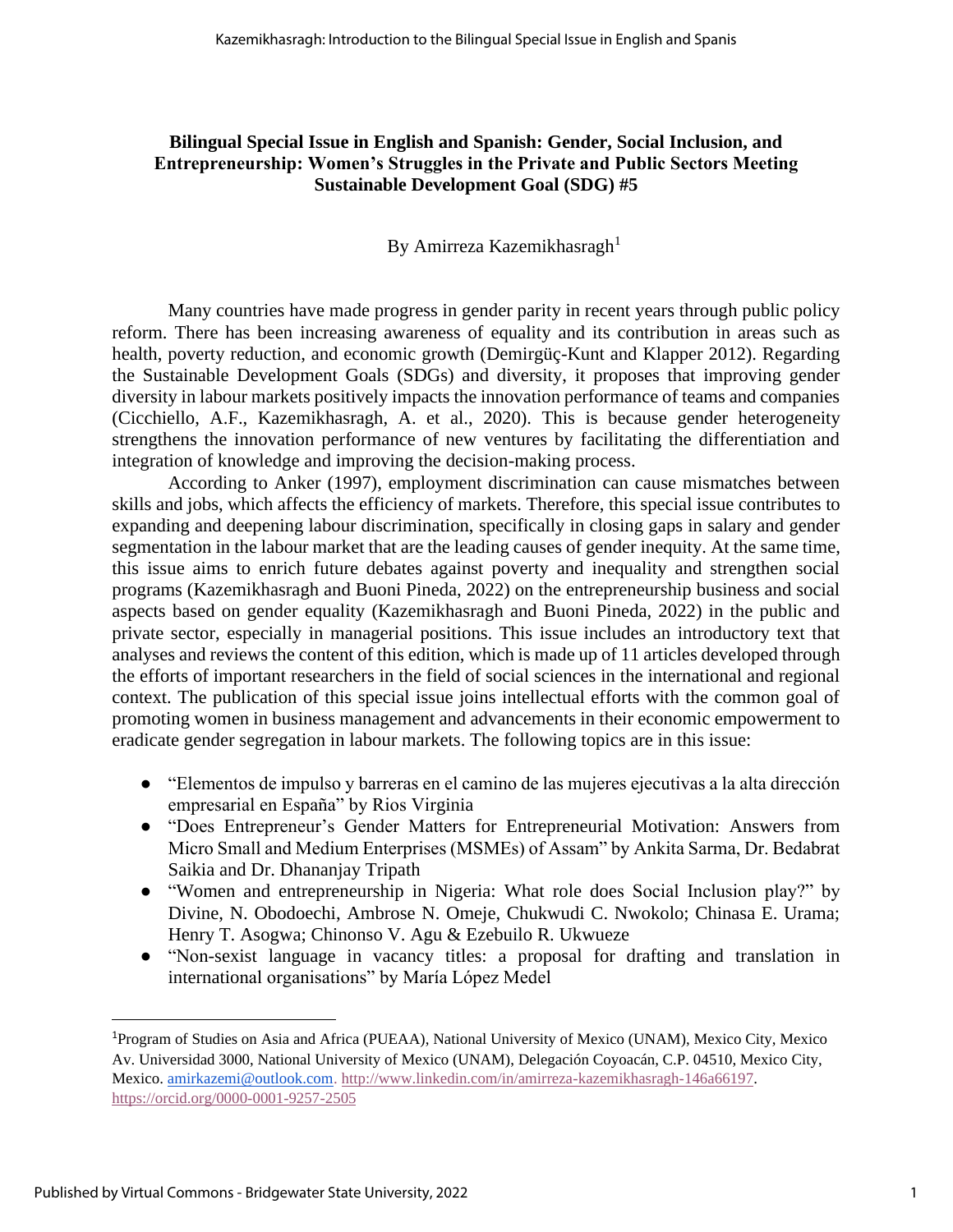**Bilingual Special Issue in English and Spanish: Gender, Social Inclusion, and Entrepreneurship: Women's Struggles in the Private and Public Sectors Meeting Sustainable Development Goal (SDG) #5**

By Amirreza Kazemikhasragh[1]

Many countries have made progress in gender parity in recent years through public policy reform. There has been increasing awareness of equality and its contribution in areas such as health, poverty reduction, and economic growth (Demirgüç-Kunt and Klapper 2012). Regarding the Sustainable Development Goals (SDGs) and diversity, it proposes that improving gender diversity in labour markets positively impacts the innovation performance of teams and companies (Cicchiello, A.F., Kazemikhasragh, A. et al., 2020). This is because gender heterogeneity strengthens the innovation performance of new ventures by facilitating the differentiation and integration of knowledge and improving the decision-making process.

According to Anker (1997), employment discrimination can cause mismatches between skills and jobs, which affects the efficiency of markets. Therefore, this special issue contributes to expanding and deepening labour discrimination, specifically in closing gaps in salary and gender segmentation in the labour market that are the leading causes of gender inequity. At the same time, this issue aims to enrich future debates against poverty and inequality and strengthen social programs (Kazemikhasragh and Buoni Pineda, 2022) on the entrepreneurship business and social aspects based on gender equality (Kazemikhasragh and Buoni Pineda, 2022) in the public and private sector, especially in managerial positions. This issue includes an introductory text that analyses and reviews the content of this edition, which is made up of 11 articles developed through the efforts of important researchers in the field of social sciences in the international and regional context. The publication of this special issue joins intellectual efforts with the common goal of promoting women in business management and advancements in their economic empowerment to eradicate gender segregation in labour markets. The following topics are in this issue:

- "Elementos de impulso y barreras en el camino de las mujeres ejecutivas a la alta dirección empresarial en España" by Rios Virginia
- "Does Entrepreneur's Gender Matters for Entrepreneurial Motivation: Answers from Micro Small and Medium Enterprises (MSMEs) of Assam" by Ankita Sarma, Dr. Bedabrat Saikia and Dr. Dhananjay Tripath
- "Women and entrepreneurship in Nigeria: What role does Social Inclusion play?" by Divine, N. Obodoechi, Ambrose N. Omeje, Chukwudi C. Nwokolo; Chinasa E. Urama; Henry T. Asogwa; Chinonso V. Agu & Ezebuilo R. Ukwueze
- "Non-sexist language in vacancy titles: a proposal for drafting and translation in international organisations" by María López Medel

---

[1]Program of Studies on Asia and Africa (PUEAA), National University of Mexico (UNAM), Mexico City, Mexico Av. Universidad 3000, National University of Mexico (UNAM), Delegación Coyoacán, C.P. 04510, Mexico City, Mexico. amirkazemi@outlook.com. http://www.linkedin.com/in/amirreza-kazemikhasragh-146a66197. https://orcid.org/0000-0001-9257-2505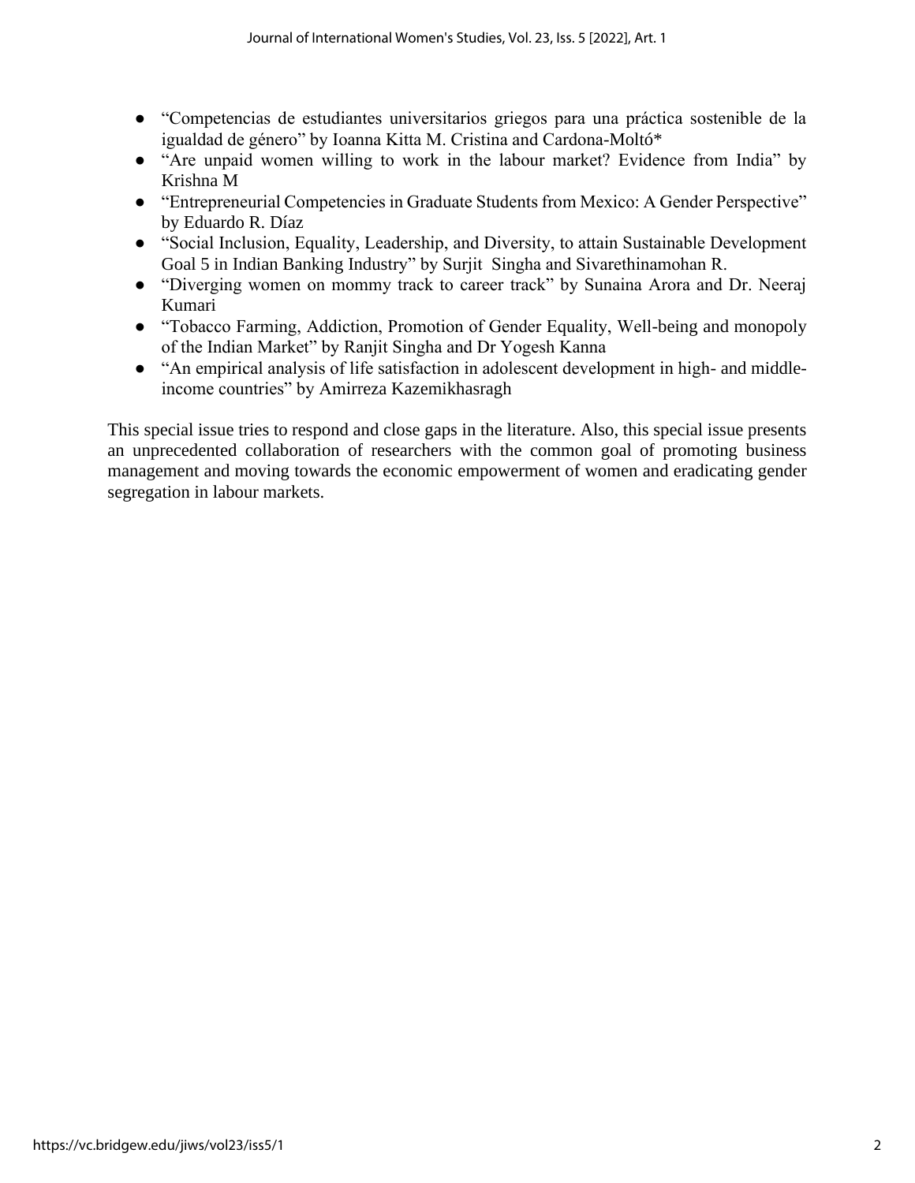- "Competencias de estudiantes universitarios griegos para una práctica sostenible de la igualdad de género" by Ioanna Kitta M. Cristina and Cardona-Moltó*
- "Are unpaid women willing to work in the labour market? Evidence from India" by Krishna M
- "Entrepreneurial Competencies in Graduate Students from Mexico: A Gender Perspective" by Eduardo R. Díaz
- "Social Inclusion, Equality, Leadership, and Diversity, to attain Sustainable Development Goal 5 in Indian Banking Industry" by Surjit Singha and Sivarethinamohan R.
- "Diverging women on mommy track to career track" by Sunaina Arora and Dr. Neeraj Kumari
- "Tobacco Farming, Addiction, Promotion of Gender Equality, Well-being and monopoly of the Indian Market" by Ranjit Singha and Dr Yogesh Kanna
- "An empirical analysis of life satisfaction in adolescent development in high- and middle-income countries" by Amirreza Kazemikhasragh

This special issue tries to respond and close gaps in the literature. Also, this special issue presents an unprecedented collaboration of researchers with the common goal of promoting business management and moving towards the economic empowerment of women and eradicating gender segregation in labour markets.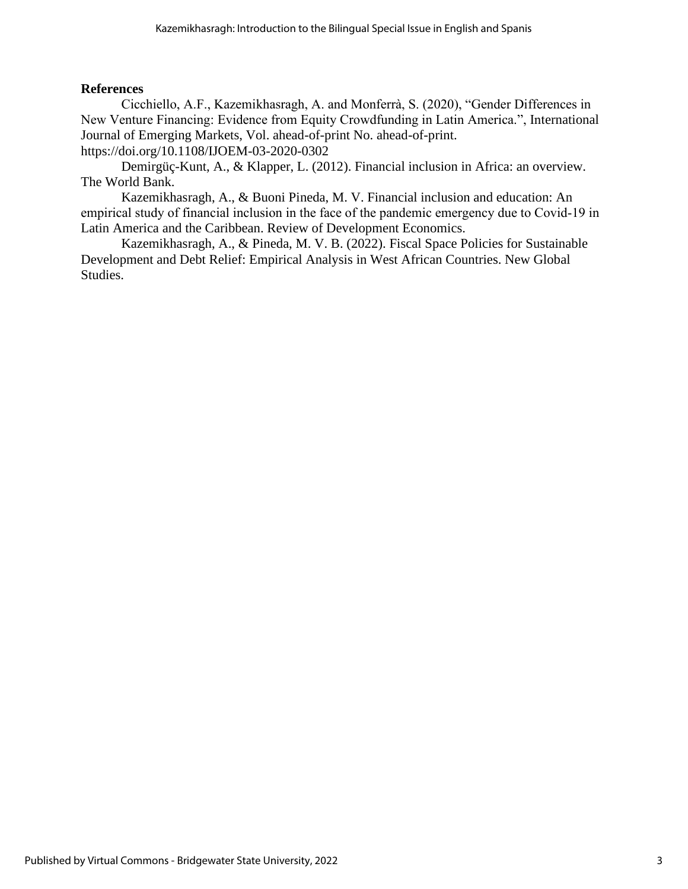**References**

Cicchiello, A.F., Kazemikhasragh, A. and Monferrà, S. (2020), "Gender Differences in New Venture Financing: Evidence from Equity Crowdfunding in Latin America.", International Journal of Emerging Markets, Vol. ahead-of-print No. ahead-of-print. https://doi.org/10.1108/IJOEM-03-2020-0302

Demirgüç-Kunt, A., & Klapper, L. (2012). Financial inclusion in Africa: an overview. The World Bank.

Kazemikhasragh, A., & Buoni Pineda, M. V. Financial inclusion and education: An empirical study of financial inclusion in the face of the pandemic emergency due to Covid-19 in Latin America and the Caribbean. Review of Development Economics.

Kazemikhasragh, A., & Pineda, M. V. B. (2022). Fiscal Space Policies for Sustainable Development and Debt Relief: Empirical Analysis in West African Countries. New Global Studies.